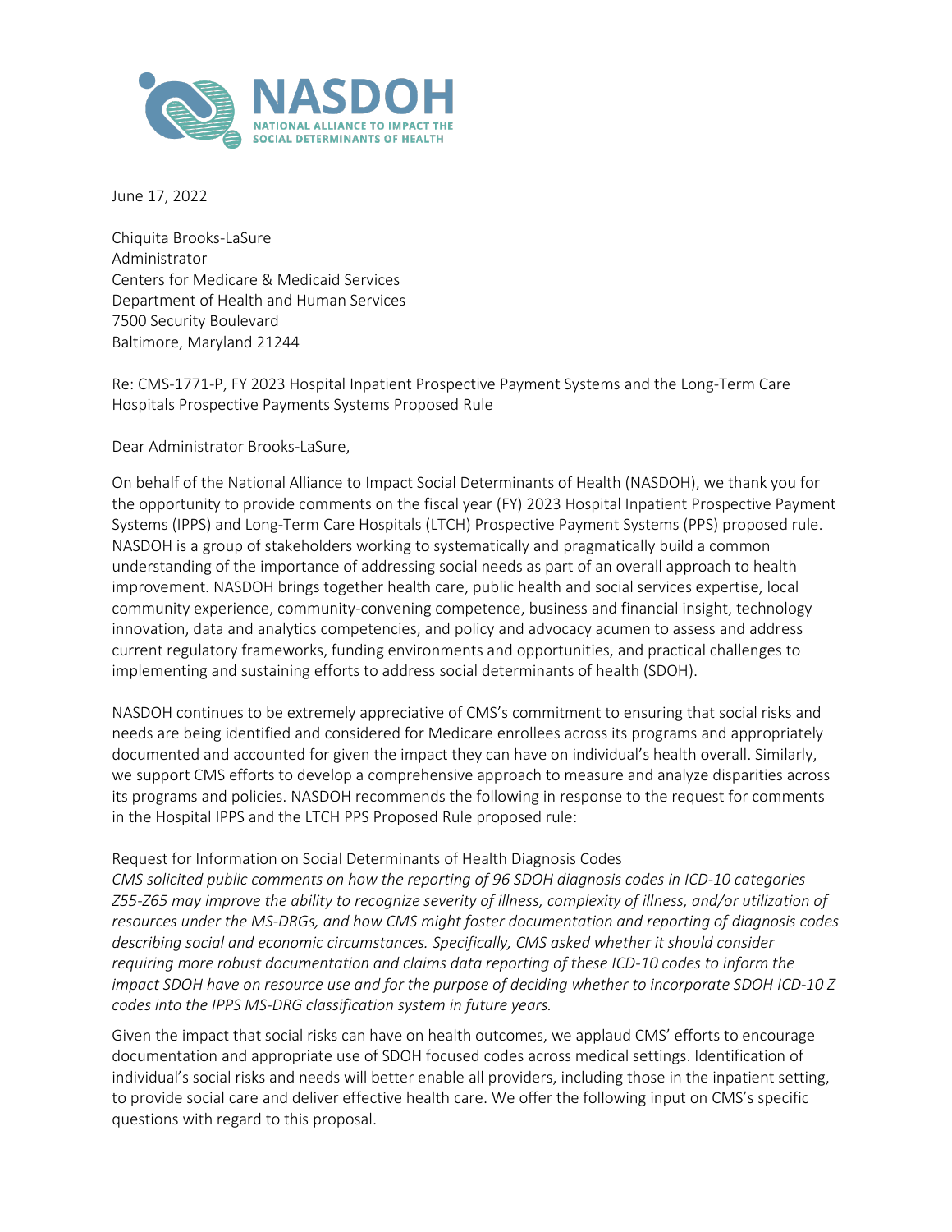**NASDOH**
NATIONAL ALLIANCE TO IMPACT THE SOCIAL DETERMINANTS OF HEALTH

June 17, 2022

Chiquita Brooks-LaSure
Administrator
Centers for Medicare & Medicaid Services
Department of Health and Human Services
7500 Security Boulevard
Baltimore, Maryland 21244

Re: CMS-1771-P, FY 2023 Hospital Inpatient Prospective Payment Systems and the Long-Term Care Hospitals Prospective Payments Systems Proposed Rule

Dear Administrator Brooks-LaSure,

On behalf of the National Alliance to Impact Social Determinants of Health (NASDOH), we thank you for the opportunity to provide comments on the fiscal year (FY) 2023 Hospital Inpatient Prospective Payment Systems (IPPS) and Long-Term Care Hospitals (LTCH) Prospective Payment Systems (PPS) proposed rule. NASDOH is a group of stakeholders working to systematically and pragmatically build a common understanding of the importance of addressing social needs as part of an overall approach to health improvement. NASDOH brings together health care, public health and social services expertise, local community experience, community-convening competence, business and financial insight, technology innovation, data and analytics competencies, and policy and advocacy acumen to assess and address current regulatory frameworks, funding environments and opportunities, and practical challenges to implementing and sustaining efforts to address social determinants of health (SDOH).

NASDOH continues to be extremely appreciative of CMS's commitment to ensuring that social risks and needs are being identified and considered for Medicare enrollees across its programs and appropriately documented and accounted for given the impact they can have on individual's health overall. Similarly, we support CMS efforts to develop a comprehensive approach to measure and analyze disparities across its programs and policies. NASDOH recommends the following in response to the request for comments in the Hospital IPPS and the LTCH PPS Proposed Rule proposed rule:

<u>Request for Information on Social Determinants of Health Diagnosis Codes</u>

*CMS solicited public comments on how the reporting of 96 SDOH diagnosis codes in ICD-10 categories Z55-Z65 may improve the ability to recognize severity of illness, complexity of illness, and/or utilization of resources under the MS-DRGs, and how CMS might foster documentation and reporting of diagnosis codes describing social and economic circumstances. Specifically, CMS asked whether it should consider requiring more robust documentation and claims data reporting of these ICD-10 codes to inform the impact SDOH have on resource use and for the purpose of deciding whether to incorporate SDOH ICD-10 Z codes into the IPPS MS-DRG classification system in future years.*

Given the impact that social risks can have on health outcomes, we applaud CMS' efforts to encourage documentation and appropriate use of SDOH focused codes across medical settings. Identification of individual's social risks and needs will better enable all providers, including those in the inpatient setting, to provide social care and deliver effective health care. We offer the following input on CMS's specific questions with regard to this proposal.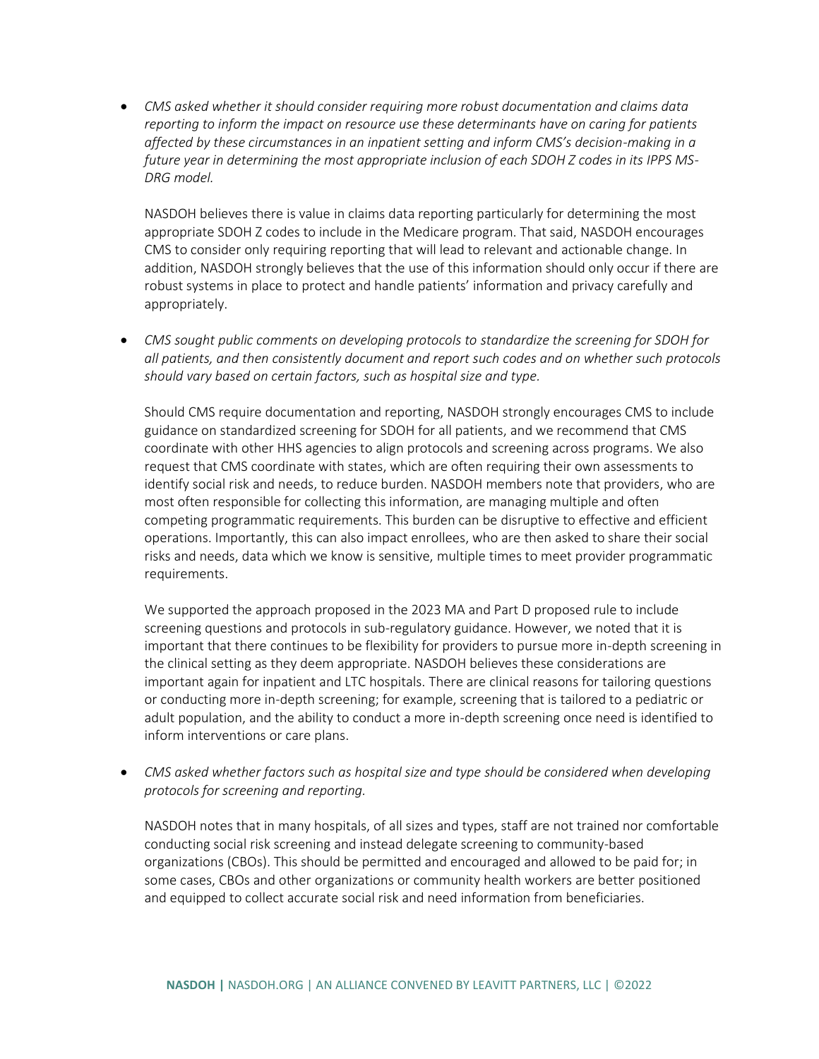- *CMS asked whether it should consider requiring more robust documentation and claims data reporting to inform the impact on resource use these determinants have on caring for patients affected by these circumstances in an inpatient setting and inform CMS's decision-making in a future year in determining the most appropriate inclusion of each SDOH Z codes in its IPPS MS-DRG model.*

  NASDOH believes there is value in claims data reporting particularly for determining the most appropriate SDOH Z codes to include in the Medicare program. That said, NASDOH encourages CMS to consider only requiring reporting that will lead to relevant and actionable change. In addition, NASDOH strongly believes that the use of this information should only occur if there are robust systems in place to protect and handle patients' information and privacy carefully and appropriately.

- *CMS sought public comments on developing protocols to standardize the screening for SDOH for all patients, and then consistently document and report such codes and on whether such protocols should vary based on certain factors, such as hospital size and type.*

  Should CMS require documentation and reporting, NASDOH strongly encourages CMS to include guidance on standardized screening for SDOH for all patients, and we recommend that CMS coordinate with other HHS agencies to align protocols and screening across programs. We also request that CMS coordinate with states, which are often requiring their own assessments to identify social risk and needs, to reduce burden. NASDOH members note that providers, who are most often responsible for collecting this information, are managing multiple and often competing programmatic requirements. This burden can be disruptive to effective and efficient operations. Importantly, this can also impact enrollees, who are then asked to share their social risks and needs, data which we know is sensitive, multiple times to meet provider programmatic requirements.

  We supported the approach proposed in the 2023 MA and Part D proposed rule to include screening questions and protocols in sub-regulatory guidance. However, we noted that it is important that there continues to be flexibility for providers to pursue more in-depth screening in the clinical setting as they deem appropriate. NASDOH believes these considerations are important again for inpatient and LTC hospitals. There are clinical reasons for tailoring questions or conducting more in-depth screening; for example, screening that is tailored to a pediatric or adult population, and the ability to conduct a more in-depth screening once need is identified to inform interventions or care plans.

- *CMS asked whether factors such as hospital size and type should be considered when developing protocols for screening and reporting.*

  NASDOH notes that in many hospitals, of all sizes and types, staff are not trained nor comfortable conducting social risk screening and instead delegate screening to community-based organizations (CBOs). This should be permitted and encouraged and allowed to be paid for; in some cases, CBOs and other organizations or community health workers are better positioned and equipped to collect accurate social risk and need information from beneficiaries.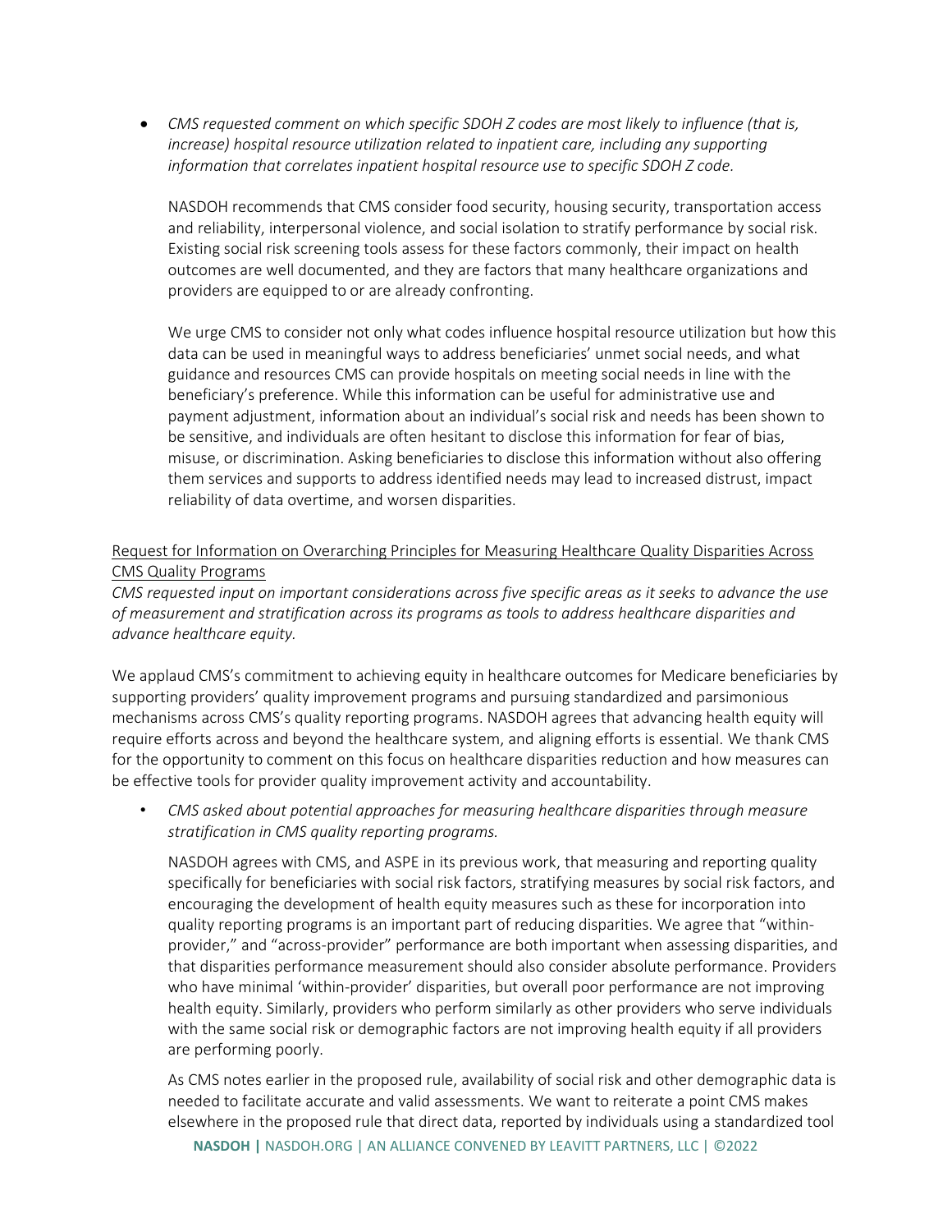- *CMS requested comment on which specific SDOH Z codes are most likely to influence (that is, increase) hospital resource utilization related to inpatient care, including any supporting information that correlates inpatient hospital resource use to specific SDOH Z code.*

  NASDOH recommends that CMS consider food security, housing security, transportation access and reliability, interpersonal violence, and social isolation to stratify performance by social risk. Existing social risk screening tools assess for these factors commonly, their impact on health outcomes are well documented, and they are factors that many healthcare organizations and providers are equipped to or are already confronting.

  We urge CMS to consider not only what codes influence hospital resource utilization but how this data can be used in meaningful ways to address beneficiaries' unmet social needs, and what guidance and resources CMS can provide hospitals on meeting social needs in line with the beneficiary's preference. While this information can be useful for administrative use and payment adjustment, information about an individual's social risk and needs has been shown to be sensitive, and individuals are often hesitant to disclose this information for fear of bias, misuse, or discrimination. Asking beneficiaries to disclose this information without also offering them services and supports to address identified needs may lead to increased distrust, impact reliability of data overtime, and worsen disparities.

<u>Request for Information on Overarching Principles for Measuring Healthcare Quality Disparities Across CMS Quality Programs</u>

*CMS requested input on important considerations across five specific areas as it seeks to advance the use of measurement and stratification across its programs as tools to address healthcare disparities and advance healthcare equity.*

We applaud CMS's commitment to achieving equity in healthcare outcomes for Medicare beneficiaries by supporting providers' quality improvement programs and pursuing standardized and parsimonious mechanisms across CMS's quality reporting programs. NASDOH agrees that advancing health equity will require efforts across and beyond the healthcare system, and aligning efforts is essential. We thank CMS for the opportunity to comment on this focus on healthcare disparities reduction and how measures can be effective tools for provider quality improvement activity and accountability.

- *CMS asked about potential approaches for measuring healthcare disparities through measure stratification in CMS quality reporting programs.*

  NASDOH agrees with CMS, and ASPE in its previous work, that measuring and reporting quality specifically for beneficiaries with social risk factors, stratifying measures by social risk factors, and encouraging the development of health equity measures such as these for incorporation into quality reporting programs is an important part of reducing disparities. We agree that "within-provider," and "across-provider" performance are both important when assessing disparities, and that disparities performance measurement should also consider absolute performance. Providers who have minimal 'within-provider' disparities, but overall poor performance are not improving health equity. Similarly, providers who perform similarly as other providers who serve individuals with the same social risk or demographic factors are not improving health equity if all providers are performing poorly.

  As CMS notes earlier in the proposed rule, availability of social risk and other demographic data is needed to facilitate accurate and valid assessments. We want to reiterate a point CMS makes elsewhere in the proposed rule that direct data, reported by individuals using a standardized tool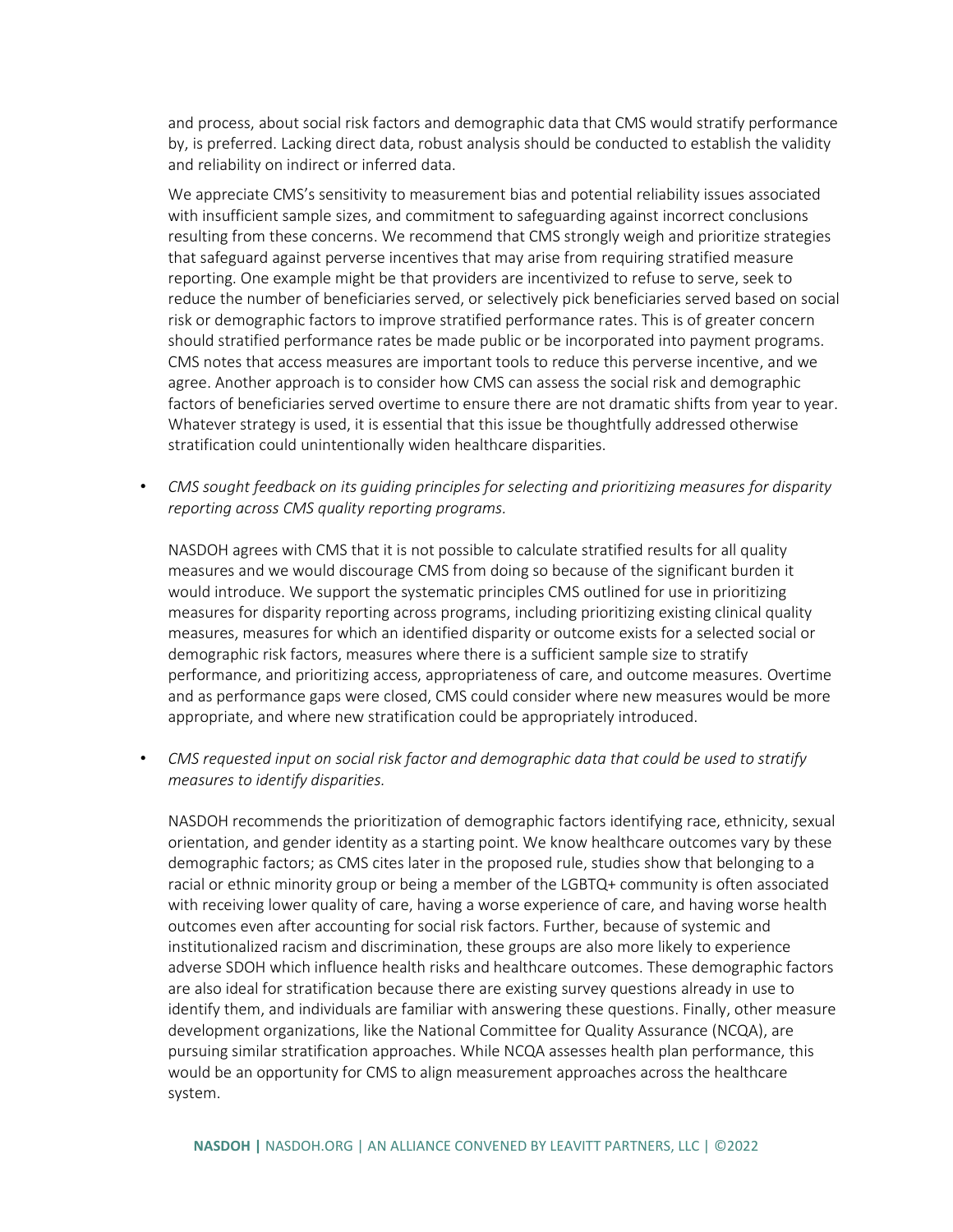and process, about social risk factors and demographic data that CMS would stratify performance by, is preferred. Lacking direct data, robust analysis should be conducted to establish the validity and reliability on indirect or inferred data.

We appreciate CMS's sensitivity to measurement bias and potential reliability issues associated with insufficient sample sizes, and commitment to safeguarding against incorrect conclusions resulting from these concerns. We recommend that CMS strongly weigh and prioritize strategies that safeguard against perverse incentives that may arise from requiring stratified measure reporting. One example might be that providers are incentivized to refuse to serve, seek to reduce the number of beneficiaries served, or selectively pick beneficiaries served based on social risk or demographic factors to improve stratified performance rates. This is of greater concern should stratified performance rates be made public or be incorporated into payment programs. CMS notes that access measures are important tools to reduce this perverse incentive, and we agree. Another approach is to consider how CMS can assess the social risk and demographic factors of beneficiaries served overtime to ensure there are not dramatic shifts from year to year. Whatever strategy is used, it is essential that this issue be thoughtfully addressed otherwise stratification could unintentionally widen healthcare disparities.

- *CMS sought feedback on its guiding principles for selecting and prioritizing measures for disparity reporting across CMS quality reporting programs.*

  NASDOH agrees with CMS that it is not possible to calculate stratified results for all quality measures and we would discourage CMS from doing so because of the significant burden it would introduce. We support the systematic principles CMS outlined for use in prioritizing measures for disparity reporting across programs, including prioritizing existing clinical quality measures, measures for which an identified disparity or outcome exists for a selected social or demographic risk factors, measures where there is a sufficient sample size to stratify performance, and prioritizing access, appropriateness of care, and outcome measures. Overtime and as performance gaps were closed, CMS could consider where new measures would be more appropriate, and where new stratification could be appropriately introduced.

- *CMS requested input on social risk factor and demographic data that could be used to stratify measures to identify disparities.*

  NASDOH recommends the prioritization of demographic factors identifying race, ethnicity, sexual orientation, and gender identity as a starting point. We know healthcare outcomes vary by these demographic factors; as CMS cites later in the proposed rule, studies show that belonging to a racial or ethnic minority group or being a member of the LGBTQ+ community is often associated with receiving lower quality of care, having a worse experience of care, and having worse health outcomes even after accounting for social risk factors. Further, because of systemic and institutionalized racism and discrimination, these groups are also more likely to experience adverse SDOH which influence health risks and healthcare outcomes. These demographic factors are also ideal for stratification because there are existing survey questions already in use to identify them, and individuals are familiar with answering these questions. Finally, other measure development organizations, like the National Committee for Quality Assurance (NCQA), are pursuing similar stratification approaches. While NCQA assesses health plan performance, this would be an opportunity for CMS to align measurement approaches across the healthcare system.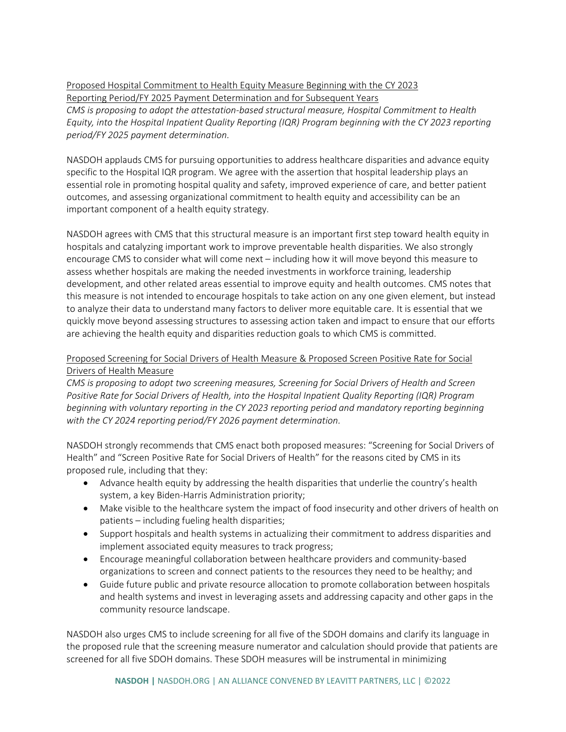Proposed Hospital Commitment to Health Equity Measure Beginning with the CY 2023 Reporting Period/FY 2025 Payment Determination and for Subsequent Years

*CMS is proposing to adopt the attestation-based structural measure, Hospital Commitment to Health Equity, into the Hospital Inpatient Quality Reporting (IQR) Program beginning with the CY 2023 reporting period/FY 2025 payment determination.*

NASDOH applauds CMS for pursuing opportunities to address healthcare disparities and advance equity specific to the Hospital IQR program. We agree with the assertion that hospital leadership plays an essential role in promoting hospital quality and safety, improved experience of care, and better patient outcomes, and assessing organizational commitment to health equity and accessibility can be an important component of a health equity strategy.

NASDOH agrees with CMS that this structural measure is an important first step toward health equity in hospitals and catalyzing important work to improve preventable health disparities. We also strongly encourage CMS to consider what will come next – including how it will move beyond this measure to assess whether hospitals are making the needed investments in workforce training, leadership development, and other related areas essential to improve equity and health outcomes. CMS notes that this measure is not intended to encourage hospitals to take action on any one given element, but instead to analyze their data to understand many factors to deliver more equitable care. It is essential that we quickly move beyond assessing structures to assessing action taken and impact to ensure that our efforts are achieving the health equity and disparities reduction goals to which CMS is committed.

Proposed Screening for Social Drivers of Health Measure & Proposed Screen Positive Rate for Social Drivers of Health Measure

*CMS is proposing to adopt two screening measures, Screening for Social Drivers of Health and Screen Positive Rate for Social Drivers of Health, into the Hospital Inpatient Quality Reporting (IQR) Program beginning with voluntary reporting in the CY 2023 reporting period and mandatory reporting beginning with the CY 2024 reporting period/FY 2026 payment determination.*

NASDOH strongly recommends that CMS enact both proposed measures: "Screening for Social Drivers of Health" and "Screen Positive Rate for Social Drivers of Health" for the reasons cited by CMS in its proposed rule, including that they:

- Advance health equity by addressing the health disparities that underlie the country's health system, a key Biden-Harris Administration priority;
- Make visible to the healthcare system the impact of food insecurity and other drivers of health on patients – including fueling health disparities;
- Support hospitals and health systems in actualizing their commitment to address disparities and implement associated equity measures to track progress;
- Encourage meaningful collaboration between healthcare providers and community-based organizations to screen and connect patients to the resources they need to be healthy; and
- Guide future public and private resource allocation to promote collaboration between hospitals and health systems and invest in leveraging assets and addressing capacity and other gaps in the community resource landscape.

NASDOH also urges CMS to include screening for all five of the SDOH domains and clarify its language in the proposed rule that the screening measure numerator and calculation should provide that patients are screened for all five SDOH domains. These SDOH measures will be instrumental in minimizing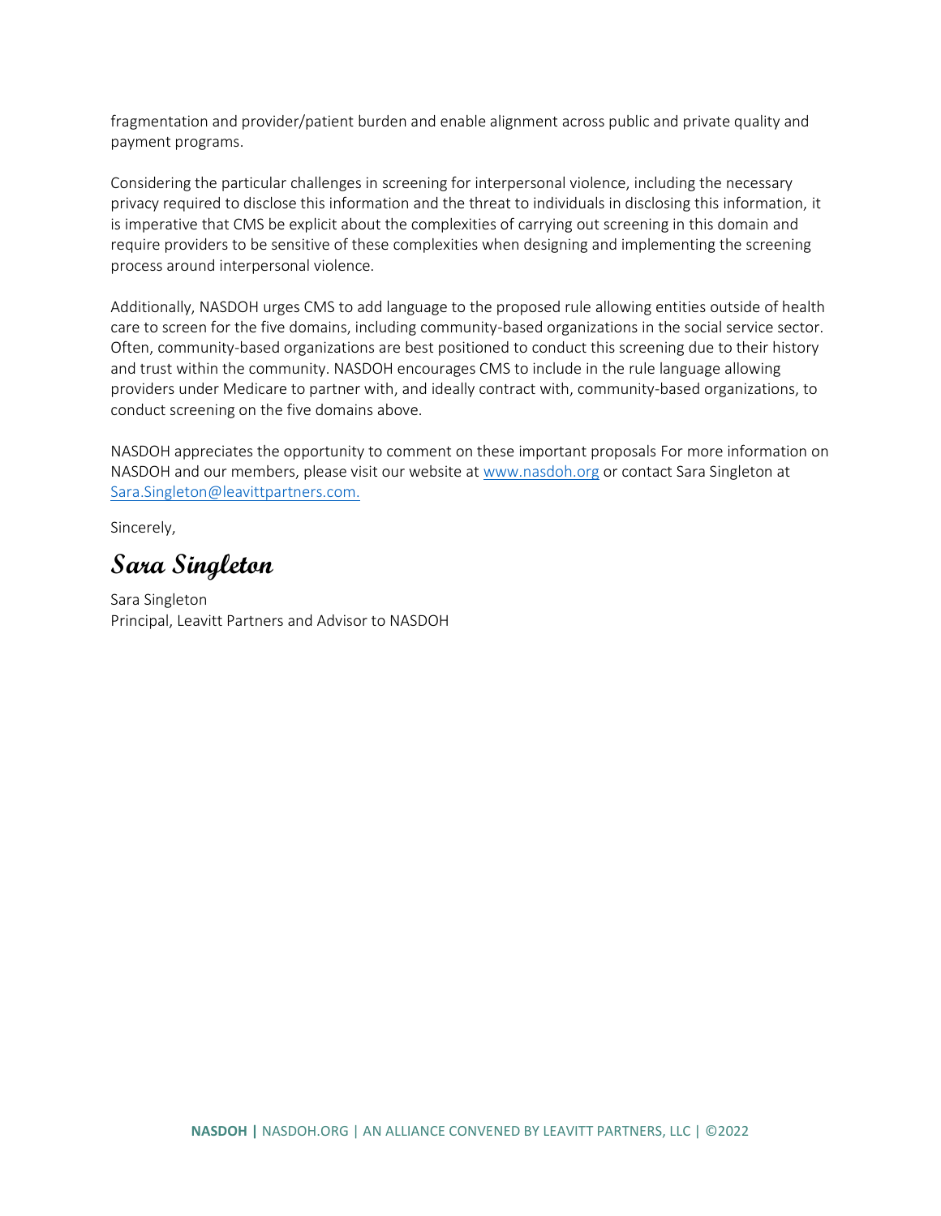fragmentation and provider/patient burden and enable alignment across public and private quality and payment programs.

Considering the particular challenges in screening for interpersonal violence, including the necessary privacy required to disclose this information and the threat to individuals in disclosing this information, it is imperative that CMS be explicit about the complexities of carrying out screening in this domain and require providers to be sensitive of these complexities when designing and implementing the screening process around interpersonal violence.

Additionally, NASDOH urges CMS to add language to the proposed rule allowing entities outside of health care to screen for the five domains, including community-based organizations in the social service sector. Often, community-based organizations are best positioned to conduct this screening due to their history and trust within the community. NASDOH encourages CMS to include in the rule language allowing providers under Medicare to partner with, and ideally contract with, community-based organizations, to conduct screening on the five domains above.

NASDOH appreciates the opportunity to comment on these important proposals For more information on NASDOH and our members, please visit our website at [www.nasdoh.org](http://www.nasdoh.org) or contact Sara Singleton at [Sara.Singleton@leavittpartners.com.](mailto:Sara.Singleton@leavittpartners.com)

Sincerely,

***Sara Singleton***

Sara Singleton
Principal, Leavitt Partners and Advisor to NASDOH